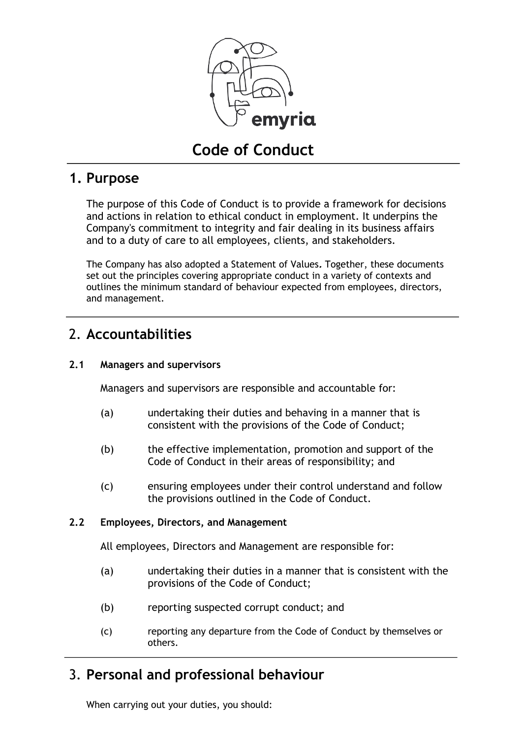# Code of Conduct

## 1. Purpose

The purpose of this Code of Conduct is to provide a framework for decisions and actions in relation to ethical conduct in employment. It underpins the Company's commitment to integrity and fair dealing in its business affairs and to a duty of care to all employees, clients, and stakeholders.

The Company has also adopted a Statement of Values*.* Together, these documents set out the principles covering appropriate conduct in a variety of contexts and outlines the minimum standard of behaviour expected from employees, directors, and management.

## 2. Accountabilities

### 2.1 Managers and supervisors

Managers and supervisors are responsible and accountable for:

(a) undertaking their duties and behaving in a manner that is consistent with the provisions of the Code of Conduct;

(b) the effective implementation, promotion and support of the Code of Conduct in their areas of responsibility; and

(c) ensuring employees under their control understand and follow the provisions outlined in the Code of Conduct.

### 2.2 Employees, Directors, and Management

All employees, Directors and Management are responsible for:

(a) undertaking their duties in a manner that is consistent with the provisions of the Code of Conduct;

(b) reporting suspected corrupt conduct; and

(c) reporting any departure from the Code of Conduct by themselves or others.

## 3. Personal and professional behaviour

When carrying out your duties, you should: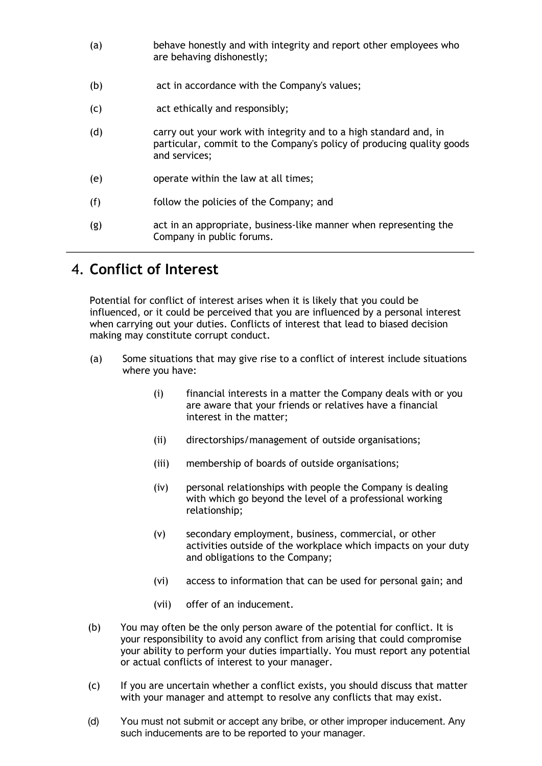(a) behave honestly and with integrity and report other employees who are behaving dishonestly;

(b) act in accordance with the Company's values;

(c) act ethically and responsibly;

(d) carry out your work with integrity and to a high standard and, in particular, commit to the Company's policy of producing quality goods and services;

(e) operate within the law at all times;

(f) follow the policies of the Company; and

(g) act in an appropriate, business-like manner when representing the Company in public forums.

---

## 4. Conflict of Interest

Potential for conflict of interest arises when it is likely that you could be influenced, or it could be perceived that you are influenced by a personal interest when carrying out your duties. Conflicts of interest that lead to biased decision making may constitute corrupt conduct.

(a) Some situations that may give rise to a conflict of interest include situations where you have:

   (i) financial interests in a matter the Company deals with or you are aware that your friends or relatives have a financial interest in the matter;

   (ii) directorships/management of outside organisations;

   (iii) membership of boards of outside organisations;

   (iv) personal relationships with people the Company is dealing with which go beyond the level of a professional working relationship;

   (v) secondary employment, business, commercial, or other activities outside of the workplace which impacts on your duty and obligations to the Company;

   (vi) access to information that can be used for personal gain; and

   (vii) offer of an inducement.

(b) You may often be the only person aware of the potential for conflict. It is your responsibility to avoid any conflict from arising that could compromise your ability to perform your duties impartially. You must report any potential or actual conflicts of interest to your manager.

(c) If you are uncertain whether a conflict exists, you should discuss that matter with your manager and attempt to resolve any conflicts that may exist.

(d) You must not submit or accept any bribe, or other improper inducement. Any such inducements are to be reported to your manager.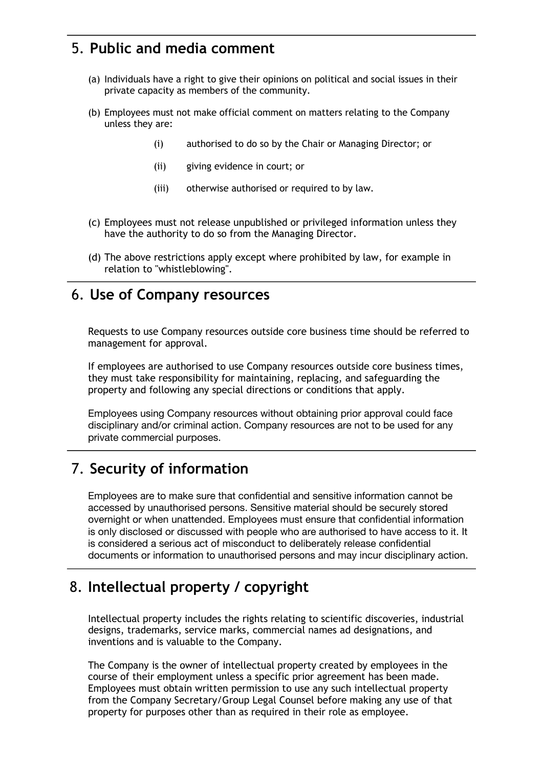## 5. Public and media comment

(a) Individuals have a right to give their opinions on political and social issues in their private capacity as members of the community.

(b) Employees must not make official comment on matters relating to the Company unless they are:

- (i) authorised to do so by the Chair or Managing Director; or
- (ii) giving evidence in court; or
- (iii) otherwise authorised or required to by law.

(c) Employees must not release unpublished or privileged information unless they have the authority to do so from the Managing Director.

(d) The above restrictions apply except where prohibited by law, for example in relation to "whistleblowing".

## 6. Use of Company resources

Requests to use Company resources outside core business time should be referred to management for approval.

If employees are authorised to use Company resources outside core business times, they must take responsibility for maintaining, replacing, and safeguarding the property and following any special directions or conditions that apply.

Employees using Company resources without obtaining prior approval could face disciplinary and/or criminal action. Company resources are not to be used for any private commercial purposes.

## 7. Security of information

Employees are to make sure that confidential and sensitive information cannot be accessed by unauthorised persons. Sensitive material should be securely stored overnight or when unattended. Employees must ensure that confidential information is only disclosed or discussed with people who are authorised to have access to it. It is considered a serious act of misconduct to deliberately release confidential documents or information to unauthorised persons and may incur disciplinary action.

## 8. Intellectual property / copyright

Intellectual property includes the rights relating to scientific discoveries, industrial designs, trademarks, service marks, commercial names ad designations, and inventions and is valuable to the Company.

The Company is the owner of intellectual property created by employees in the course of their employment unless a specific prior agreement has been made. Employees must obtain written permission to use any such intellectual property from the Company Secretary/Group Legal Counsel before making any use of that property for purposes other than as required in their role as employee.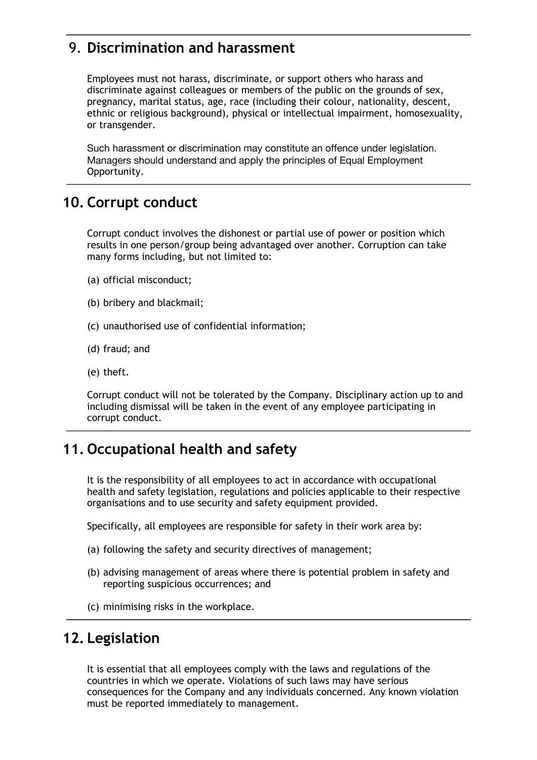## 9. Discrimination and harassment

Employees must not harass, discriminate, or support others who harass and discriminate against colleagues or members of the public on the grounds of sex, pregnancy, marital status, age, race (including their colour, nationality, descent, ethnic or religious background), physical or intellectual impairment, homosexuality, or transgender.

Such harassment or discrimination may constitute an offence under legislation. Managers should understand and apply the principles of Equal Employment Opportunity.

## 10. Corrupt conduct

Corrupt conduct involves the dishonest or partial use of power or position which results in one person/group being advantaged over another. Corruption can take many forms including, but not limited to:

(a) official misconduct;

(b) bribery and blackmail;

(c) unauthorised use of confidential information;

(d) fraud; and

(e) theft.

Corrupt conduct will not be tolerated by the Company. Disciplinary action up to and including dismissal will be taken in the event of any employee participating in corrupt conduct.

## 11. Occupational health and safety

It is the responsibility of all employees to act in accordance with occupational health and safety legislation, regulations and policies applicable to their respective organisations and to use security and safety equipment provided.

Specifically, all employees are responsible for safety in their work area by:

(a) following the safety and security directives of management;

(b) advising management of areas where there is potential problem in safety and reporting suspicious occurrences; and

(c) minimising risks in the workplace.

## 12. Legislation

It is essential that all employees comply with the laws and regulations of the countries in which we operate. Violations of such laws may have serious consequences for the Company and any individuals concerned. Any known violation must be reported immediately to management.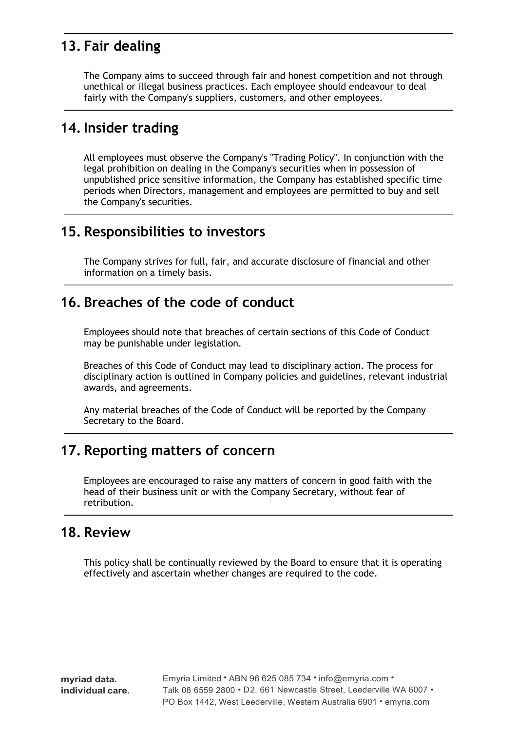## 13. Fair dealing

The Company aims to succeed through fair and honest competition and not through unethical or illegal business practices. Each employee should endeavour to deal fairly with the Company's suppliers, customers, and other employees.

## 14. Insider trading

All employees must observe the Company's "Trading Policy". In conjunction with the legal prohibition on dealing in the Company's securities when in possession of unpublished price sensitive information, the Company has established specific time periods when Directors, management and employees are permitted to buy and sell the Company's securities.

## 15. Responsibilities to investors

The Company strives for full, fair, and accurate disclosure of financial and other information on a timely basis.

## 16. Breaches of the code of conduct

Employees should note that breaches of certain sections of this Code of Conduct may be punishable under legislation.

Breaches of this Code of Conduct may lead to disciplinary action. The process for disciplinary action is outlined in Company policies and guidelines, relevant industrial awards, and agreements.

Any material breaches of the Code of Conduct will be reported by the Company Secretary to the Board.

## 17. Reporting matters of concern

Employees are encouraged to raise any matters of concern in good faith with the head of their business unit or with the Company Secretary, without fear of retribution.

## 18. Review

This policy shall be continually reviewed by the Board to ensure that it is operating effectively and ascertain whether changes are required to the code.